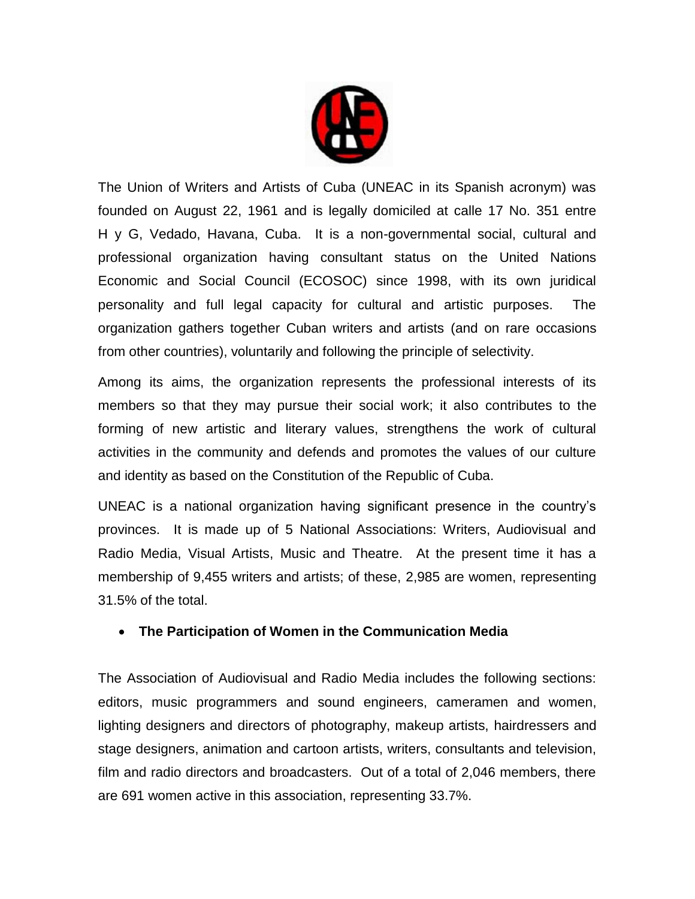The Union of Writers and Artists of Cuba (UNEAC in its Spanish acronym) was founded on August 22, 1961 and is legally domiciled at calle 17 No. 351 entre H y G, Vedado, Havana, Cuba. It is a non-governmental social, cultural and professional organization having consultant status on the United Nations Economic and Social Council (ECOSOC) since 1998, with its own juridical personality and full legal capacity for cultural and artistic purposes. The organization gathers together Cuban writers and artists (and on rare occasions from other countries), voluntarily and following the principle of selectivity.

Among its aims, the organization represents the professional interests of its members so that they may pursue their social work; it also contributes to the forming of new artistic and literary values, strengthens the work of cultural activities in the community and defends and promotes the values of our culture and identity as based on the Constitution of the Republic of Cuba.

UNEAC is a national organization having significant presence in the country's provinces. It is made up of 5 National Associations: Writers, Audiovisual and Radio Media, Visual Artists, Music and Theatre. At the present time it has a membership of 9,455 writers and artists; of these, 2,985 are women, representing 31.5% of the total.

- **The Participation of Women in the Communication Media**

The Association of Audiovisual and Radio Media includes the following sections: editors, music programmers and sound engineers, cameramen and women, lighting designers and directors of photography, makeup artists, hairdressers and stage designers, animation and cartoon artists, writers, consultants and television, film and radio directors and broadcasters. Out of a total of 2,046 members, there are 691 women active in this association, representing 33.7%.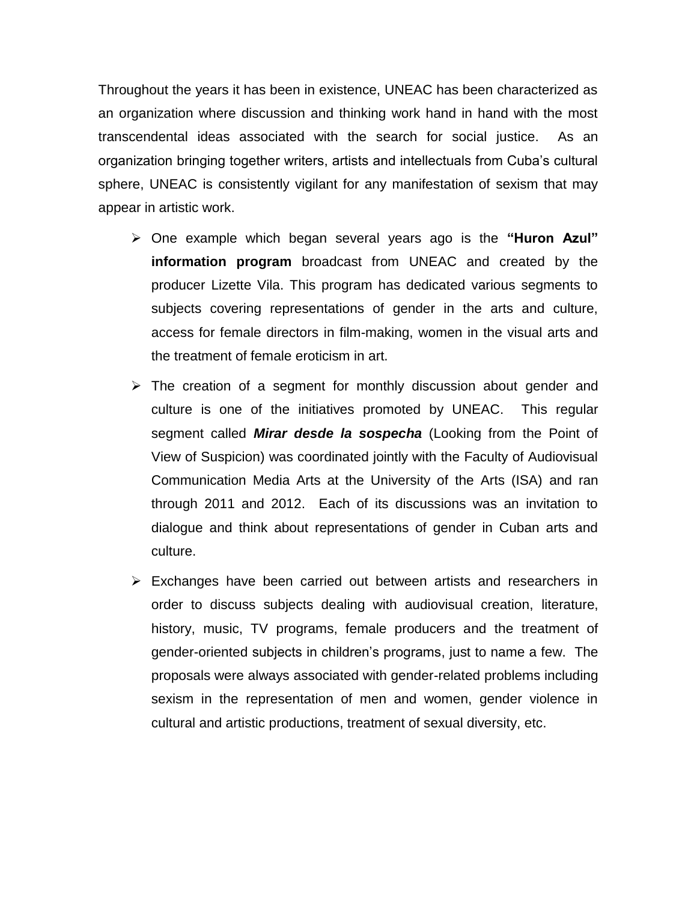Throughout the years it has been in existence, UNEAC has been characterized as an organization where discussion and thinking work hand in hand with the most transcendental ideas associated with the search for social justice. As an organization bringing together writers, artists and intellectuals from Cuba's cultural sphere, UNEAC is consistently vigilant for any manifestation of sexism that may appear in artistic work.

- One example which began several years ago is the **"Huron Azul" information program** broadcast from UNEAC and created by the producer Lizette Vila. This program has dedicated various segments to subjects covering representations of gender in the arts and culture, access for female directors in film-making, women in the visual arts and the treatment of female eroticism in art.
- The creation of a segment for monthly discussion about gender and culture is one of the initiatives promoted by UNEAC. This regular segment called ***Mirar desde la sospecha*** (Looking from the Point of View of Suspicion) was coordinated jointly with the Faculty of Audiovisual Communication Media Arts at the University of the Arts (ISA) and ran through 2011 and 2012. Each of its discussions was an invitation to dialogue and think about representations of gender in Cuban arts and culture.
- Exchanges have been carried out between artists and researchers in order to discuss subjects dealing with audiovisual creation, literature, history, music, TV programs, female producers and the treatment of gender-oriented subjects in children's programs, just to name a few. The proposals were always associated with gender-related problems including sexism in the representation of men and women, gender violence in cultural and artistic productions, treatment of sexual diversity, etc.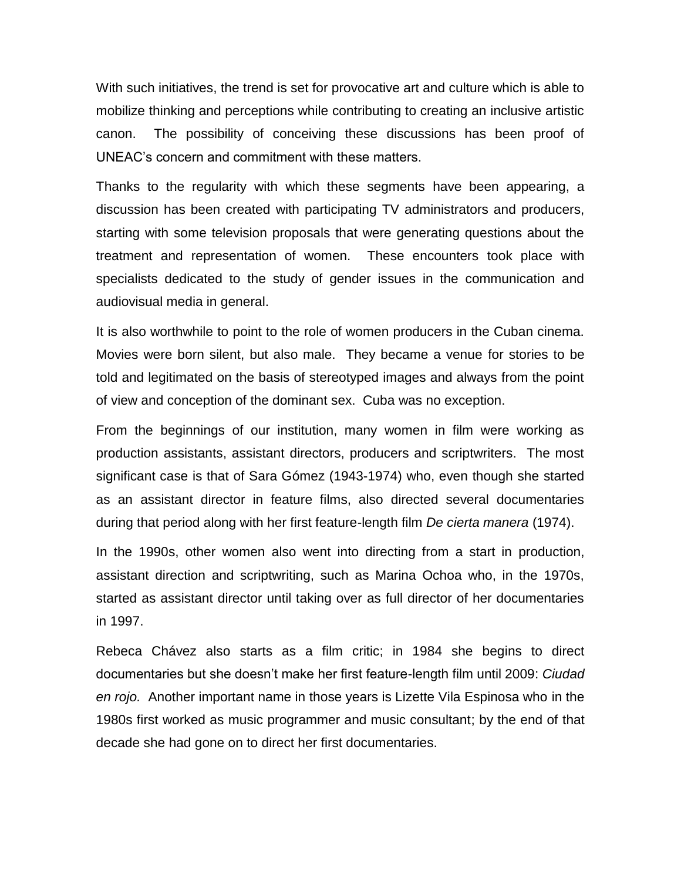With such initiatives, the trend is set for provocative art and culture which is able to mobilize thinking and perceptions while contributing to creating an inclusive artistic canon. The possibility of conceiving these discussions has been proof of UNEAC's concern and commitment with these matters.

Thanks to the regularity with which these segments have been appearing, a discussion has been created with participating TV administrators and producers, starting with some television proposals that were generating questions about the treatment and representation of women. These encounters took place with specialists dedicated to the study of gender issues in the communication and audiovisual media in general.

It is also worthwhile to point to the role of women producers in the Cuban cinema. Movies were born silent, but also male. They became a venue for stories to be told and legitimated on the basis of stereotyped images and always from the point of view and conception of the dominant sex. Cuba was no exception.

From the beginnings of our institution, many women in film were working as production assistants, assistant directors, producers and scriptwriters. The most significant case is that of Sara Gómez (1943-1974) who, even though she started as an assistant director in feature films, also directed several documentaries during that period along with her first feature-length film *De cierta manera* (1974).

In the 1990s, other women also went into directing from a start in production, assistant direction and scriptwriting, such as Marina Ochoa who, in the 1970s, started as assistant director until taking over as full director of her documentaries in 1997.

Rebeca Chávez also starts as a film critic; in 1984 she begins to direct documentaries but she doesn't make her first feature-length film until 2009: *Ciudad en rojo.* Another important name in those years is Lizette Vila Espinosa who in the 1980s first worked as music programmer and music consultant; by the end of that decade she had gone on to direct her first documentaries.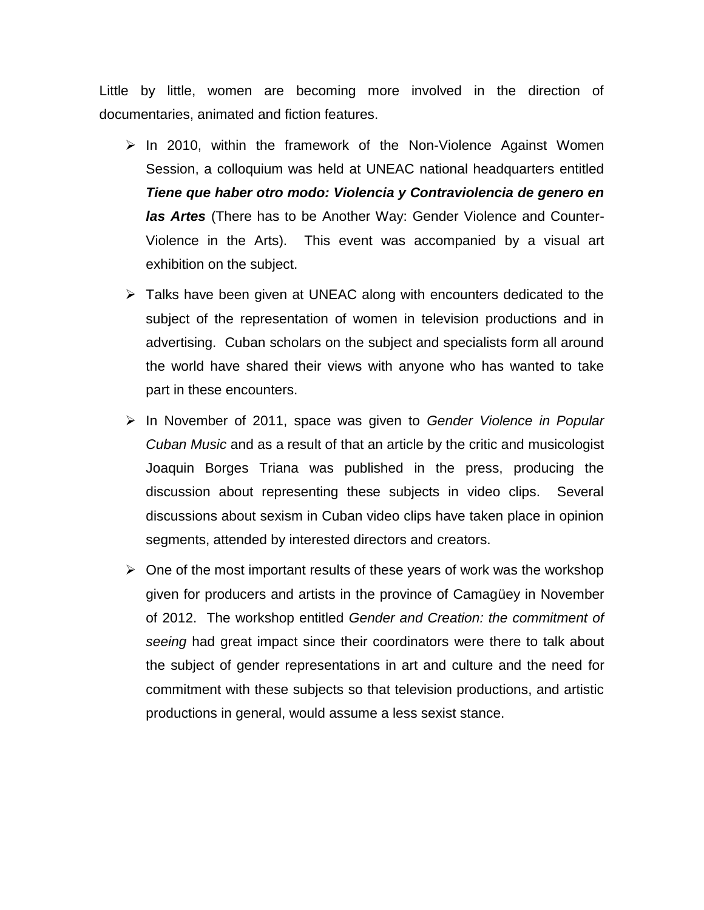Little by little, women are becoming more involved in the direction of documentaries, animated and fiction features.

- In 2010, within the framework of the Non-Violence Against Women Session, a colloquium was held at UNEAC national headquarters entitled ***Tiene que haber otro modo: Violencia y Contraviolencia de genero en las Artes*** (There has to be Another Way: Gender Violence and Counter-Violence in the Arts). This event was accompanied by a visual art exhibition on the subject.
- Talks have been given at UNEAC along with encounters dedicated to the subject of the representation of women in television productions and in advertising. Cuban scholars on the subject and specialists form all around the world have shared their views with anyone who has wanted to take part in these encounters.
- In November of 2011, space was given to *Gender Violence in Popular Cuban Music* and as a result of that an article by the critic and musicologist Joaquin Borges Triana was published in the press, producing the discussion about representing these subjects in video clips. Several discussions about sexism in Cuban video clips have taken place in opinion segments, attended by interested directors and creators.
- One of the most important results of these years of work was the workshop given for producers and artists in the province of Camagüey in November of 2012. The workshop entitled *Gender and Creation: the commitment of seeing* had great impact since their coordinators were there to talk about the subject of gender representations in art and culture and the need for commitment with these subjects so that television productions, and artistic productions in general, would assume a less sexist stance.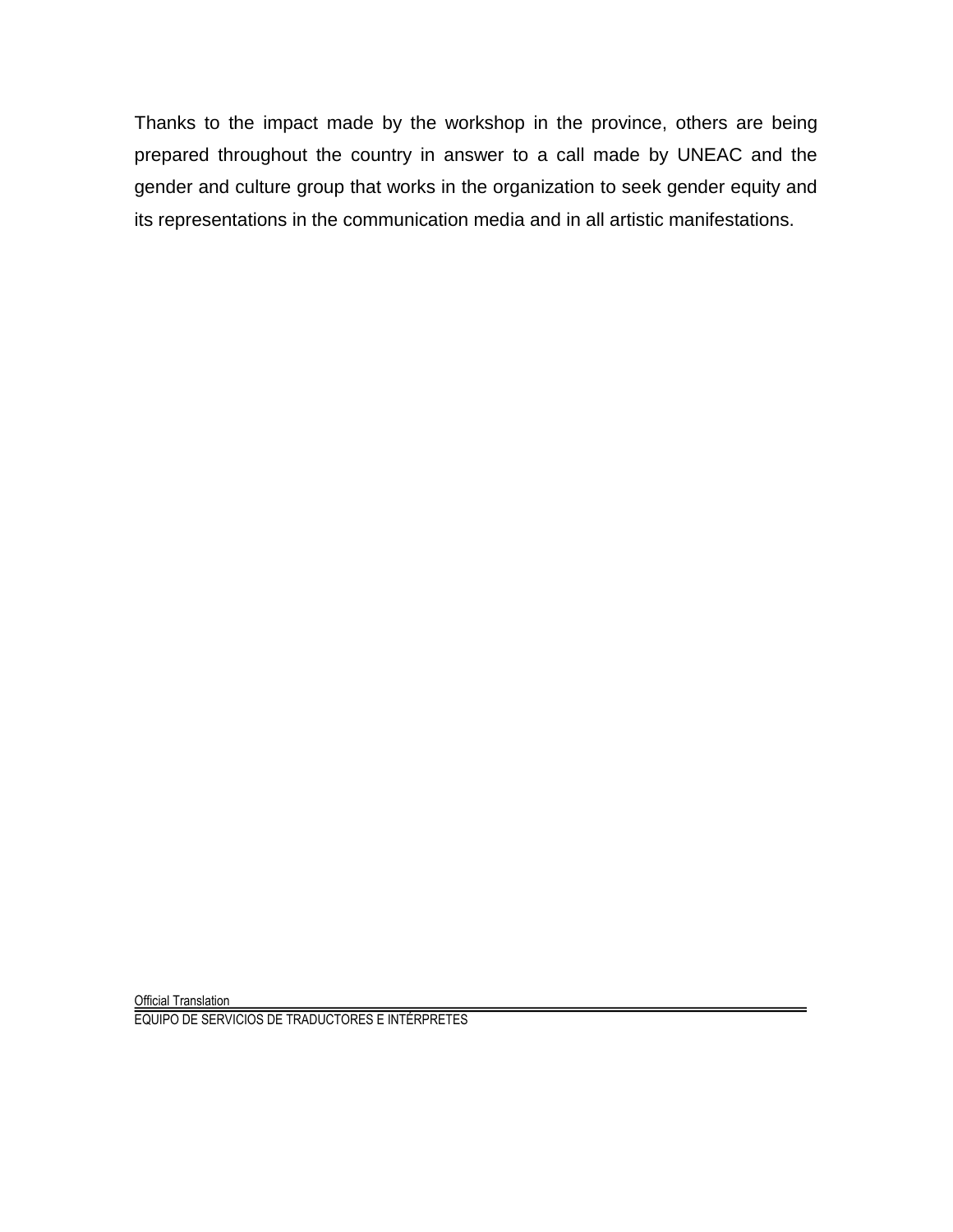Thanks to the impact made by the workshop in the province, others are being prepared throughout the country in answer to a call made by UNEAC and the gender and culture group that works in the organization to seek gender equity and its representations in the communication media and in all artistic manifestations.